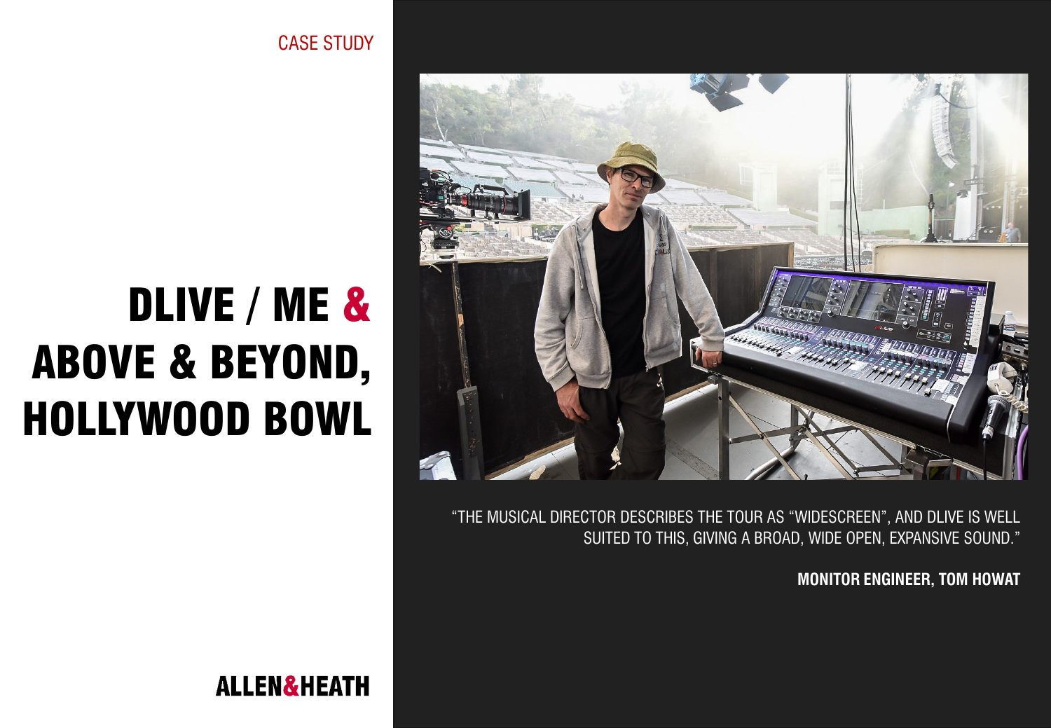CASE STUDY

# DLIVE / ME & ABOVE & BEYOND, HOLLYWOOD BOWL

"THE MUSICAL DIRECTOR DESCRIBES THE TOUR AS "WIDESCREEN", AND DLIVE IS WELL SUITED TO THIS, GIVING A BROAD, WIDE OPEN, EXPANSIVE SOUND."

**MONITOR ENGINEER, TOM HOWAT**

ALLEN&HEATH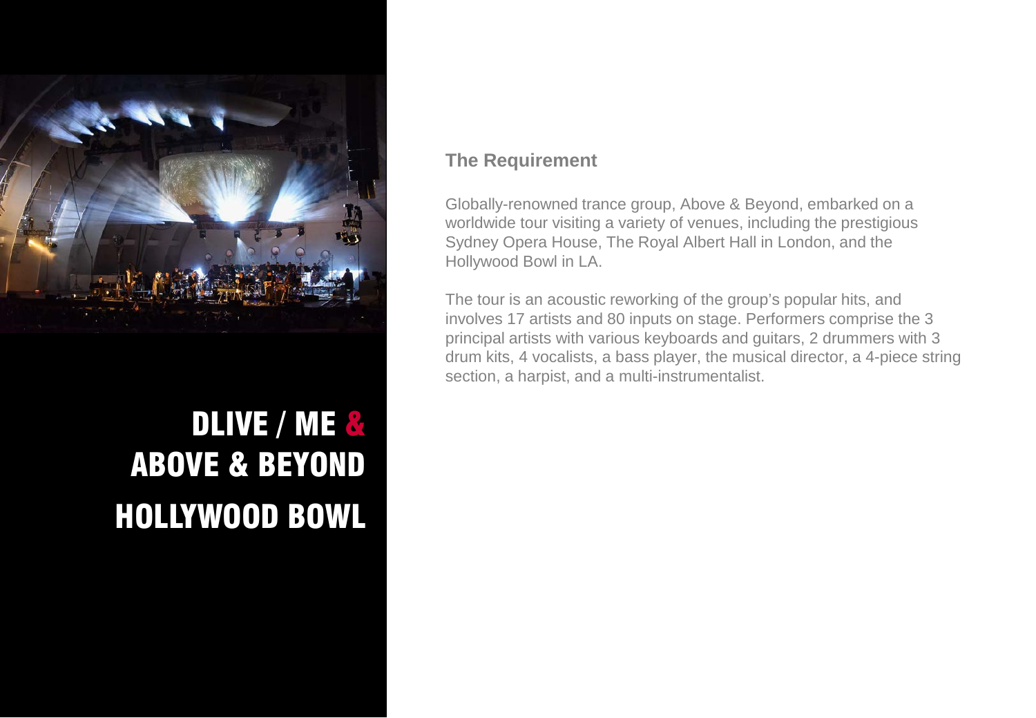# DLIVE / ME & ABOVE & BEYOND HOLLYWOOD BOWL

## The Requirement

Globally-renowned trance group, Above & Beyond, embarked on a worldwide tour visiting a variety of venues, including the prestigious Sydney Opera House, The Royal Albert Hall in London, and the Hollywood Bowl in LA.

The tour is an acoustic reworking of the group's popular hits, and involves 17 artists and 80 inputs on stage. Performers comprise the 3 principal artists with various keyboards and guitars, 2 drummers with 3 drum kits, 4 vocalists, a bass player, the musical director, a 4-piece string section, a harpist, and a multi-instrumentalist.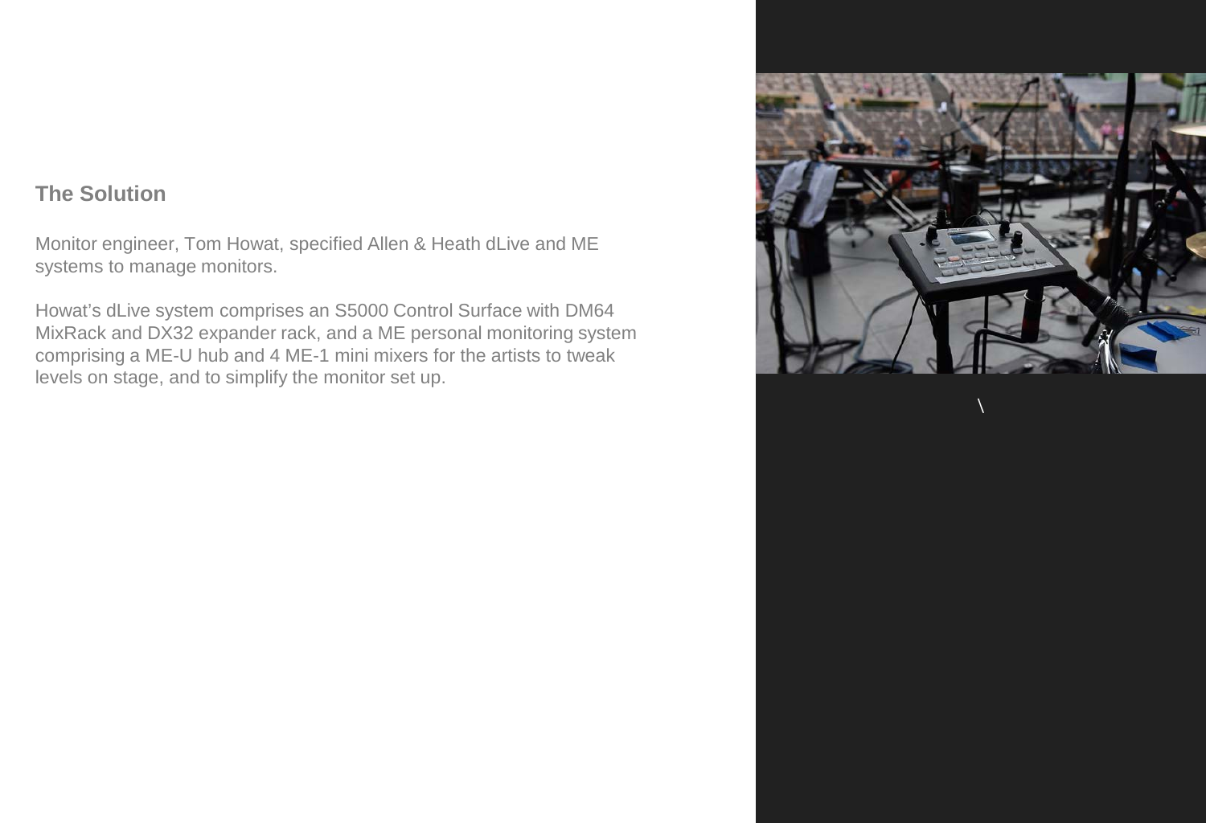## The Solution

Monitor engineer, Tom Howat, specified Allen & Heath dLive and ME systems to manage monitors.

Howat's dLive system comprises an S5000 Control Surface with DM64 MixRack and DX32 expander rack, and a ME personal monitoring system comprising a ME-U hub and 4 ME-1 mini mixers for the artists to tweak levels on stage, and to simplify the monitor set up.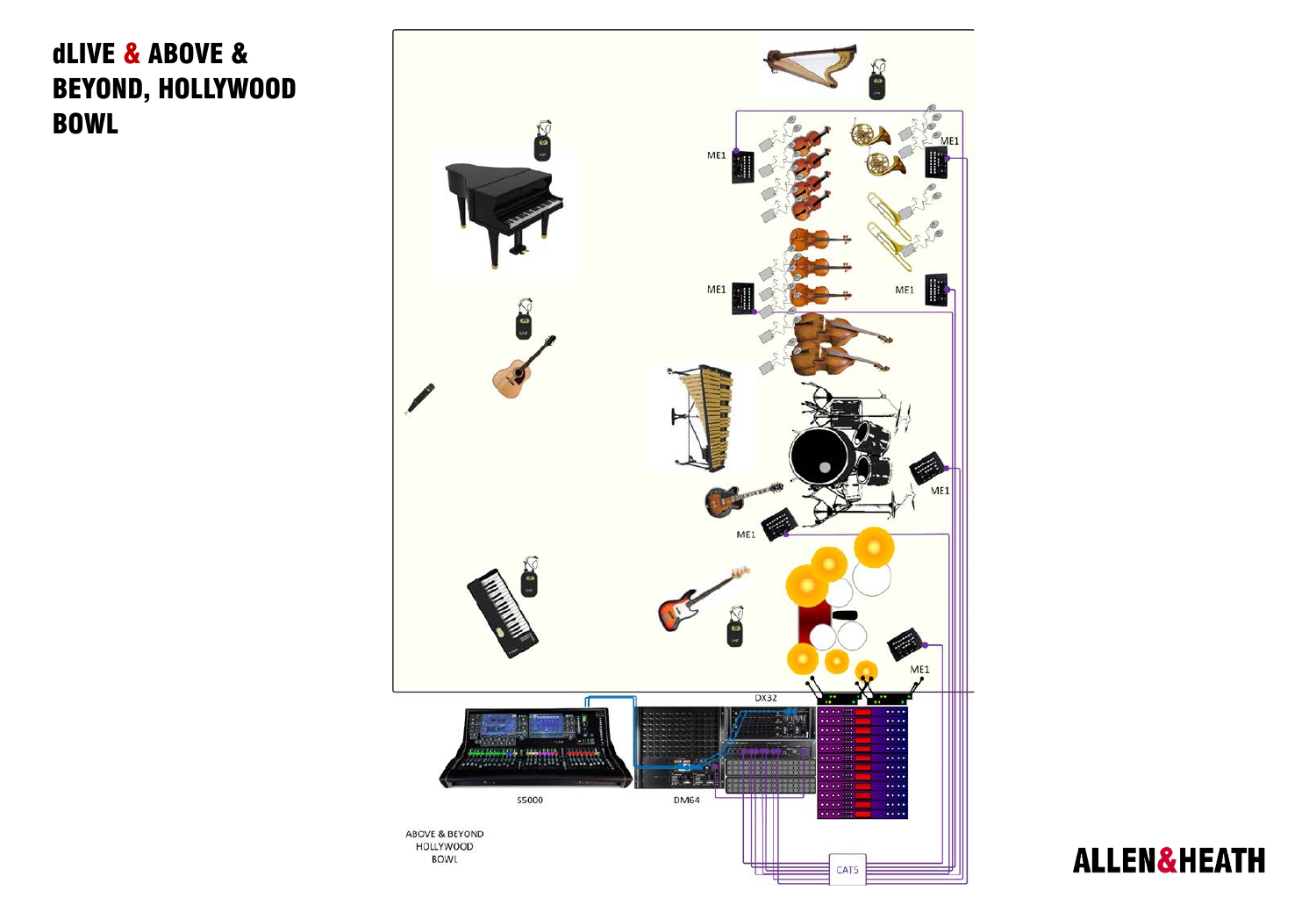# dLIVE & ABOVE & BEYOND, HOLLYWOOD BOWL

ME1

ME1

ME1

ME1

ME1

ME1

ME1

DX32

S5000

DM64

CAT5

ABOVE & BEYOND
HOLLYWOOD
BOWL

ALLEN&HEATH